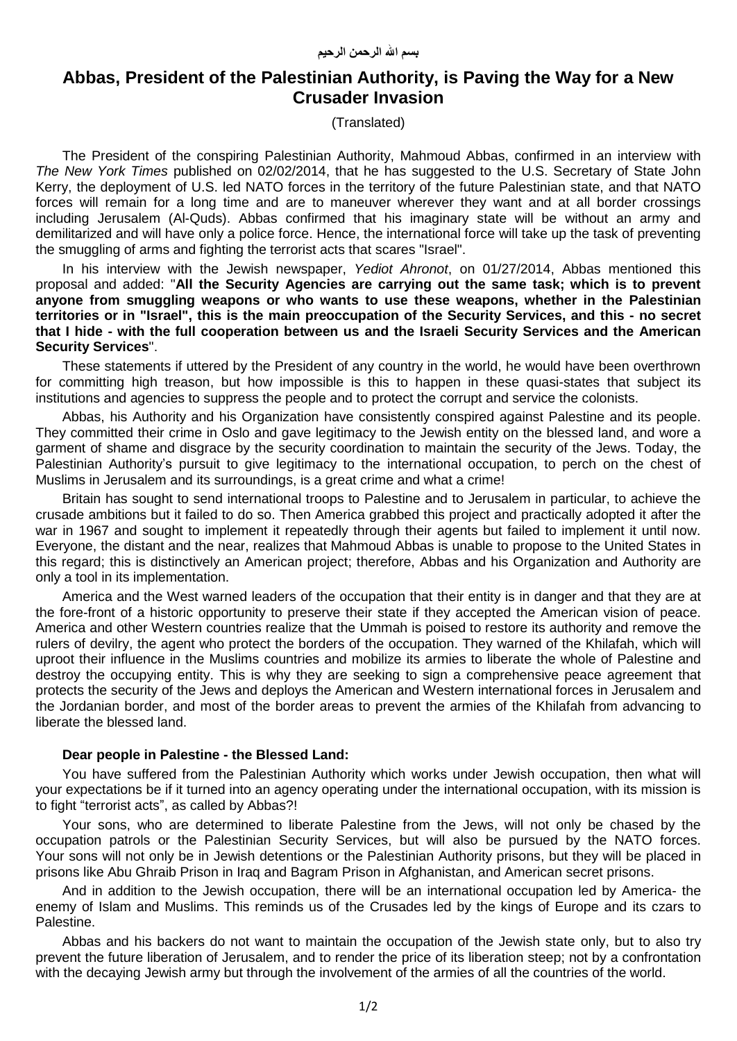بسم الله الرحمن الرحيم

# Abbas, President of the Palestinian Authority, is Paving the Way for a New Crusader Invasion

(Translated)

The President of the conspiring Palestinian Authority, Mahmoud Abbas, confirmed in an interview with *The New York Times* published on 02/02/2014, that he has suggested to the U.S. Secretary of State John Kerry, the deployment of U.S. led NATO forces in the territory of the future Palestinian state, and that NATO forces will remain for a long time and are to maneuver wherever they want and at all border crossings including Jerusalem (Al-Quds). Abbas confirmed that his imaginary state will be without an army and demilitarized and will have only a police force. Hence, the international force will take up the task of preventing the smuggling of arms and fighting the terrorist acts that scares "Israel".

In his interview with the Jewish newspaper, *Yediot Ahronot*, on 01/27/2014, Abbas mentioned this proposal and added: "**All the Security Agencies are carrying out the same task; which is to prevent anyone from smuggling weapons or who wants to use these weapons, whether in the Palestinian territories or in "Israel", this is the main preoccupation of the Security Services, and this - no secret that I hide - with the full cooperation between us and the Israeli Security Services and the American Security Services**".

These statements if uttered by the President of any country in the world, he would have been overthrown for committing high treason, but how impossible is this to happen in these quasi-states that subject its institutions and agencies to suppress the people and to protect the corrupt and service the colonists.

Abbas, his Authority and his Organization have consistently conspired against Palestine and its people. They committed their crime in Oslo and gave legitimacy to the Jewish entity on the blessed land, and wore a garment of shame and disgrace by the security coordination to maintain the security of the Jews. Today, the Palestinian Authority's pursuit to give legitimacy to the international occupation, to perch on the chest of Muslims in Jerusalem and its surroundings, is a great crime and what a crime!

Britain has sought to send international troops to Palestine and to Jerusalem in particular, to achieve the crusade ambitions but it failed to do so. Then America grabbed this project and practically adopted it after the war in 1967 and sought to implement it repeatedly through their agents but failed to implement it until now. Everyone, the distant and the near, realizes that Mahmoud Abbas is unable to propose to the United States in this regard; this is distinctively an American project; therefore, Abbas and his Organization and Authority are only a tool in its implementation.

America and the West warned leaders of the occupation that their entity is in danger and that they are at the fore-front of a historic opportunity to preserve their state if they accepted the American vision of peace. America and other Western countries realize that the Ummah is poised to restore its authority and remove the rulers of devilry, the agent who protect the borders of the occupation. They warned of the Khilafah, which will uproot their influence in the Muslims countries and mobilize its armies to liberate the whole of Palestine and destroy the occupying entity. This is why they are seeking to sign a comprehensive peace agreement that protects the security of the Jews and deploys the American and Western international forces in Jerusalem and the Jordanian border, and most of the border areas to prevent the armies of the Khilafah from advancing to liberate the blessed land.

**Dear people in Palestine - the Blessed Land:**

You have suffered from the Palestinian Authority which works under Jewish occupation, then what will your expectations be if it turned into an agency operating under the international occupation, with its mission is to fight "terrorist acts", as called by Abbas?!

Your sons, who are determined to liberate Palestine from the Jews, will not only be chased by the occupation patrols or the Palestinian Security Services, but will also be pursued by the NATO forces. Your sons will not only be in Jewish detentions or the Palestinian Authority prisons, but they will be placed in prisons like Abu Ghraib Prison in Iraq and Bagram Prison in Afghanistan, and American secret prisons.

And in addition to the Jewish occupation, there will be an international occupation led by America- the enemy of Islam and Muslims. This reminds us of the Crusades led by the kings of Europe and its czars to Palestine.

Abbas and his backers do not want to maintain the occupation of the Jewish state only, but to also try prevent the future liberation of Jerusalem, and to render the price of its liberation steep; not by a confrontation with the decaying Jewish army but through the involvement of the armies of all the countries of the world.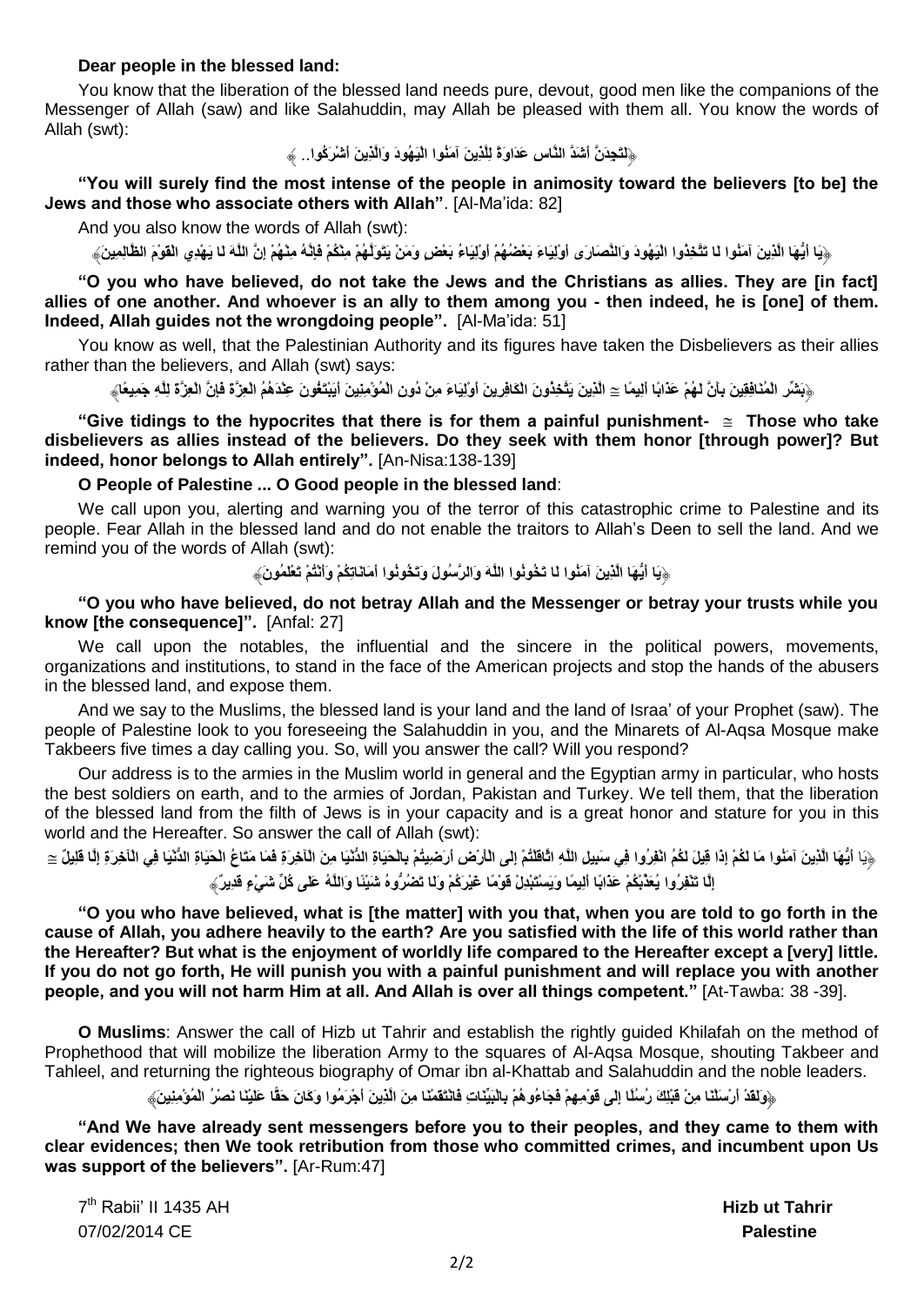**Dear people in the blessed land:**

You know that the liberation of the blessed land needs pure, devout, good men like the companions of the Messenger of Allah (saw) and like Salahuddin, may Allah be pleased with them all. You know the words of Allah (swt):

﴿لَتَجِدَنَّ أَشَدَّ النَّاسِ عَدَاوَةً لِلَّذِينَ آمَنُوا الْيَهُودَ وَالَّذِينَ أَشْرَكُوا.. ﴾

**"You will surely find the most intense of the people in animosity toward the believers [to be] the Jews and those who associate others with Allah"**. [Al-Ma'ida: 82]

And you also know the words of Allah (swt):

﴿يَا أَيُّهَا الَّذِينَ آمَنُوا لَا تَتَّخِذُوا الْيَهُودَ وَالنَّصَارَى أَوْلِيَاءَ بَعْضُهُمْ أَوْلِيَاءُ بَعْضٍ وَمَنْ يَتَوَلَّهُمْ مِنْكُمْ فَإِنَّهُ مِنْهُمْ إِنَّ اللَّهَ لَا يَهْدِي الْقَوْمَ الظَّالِمِينَ﴾

**"O you who have believed, do not take the Jews and the Christians as allies. They are [in fact] allies of one another. And whoever is an ally to them among you - then indeed, he is [one] of them. Indeed, Allah guides not the wrongdoing people".** [Al-Ma'ida: 51]

You know as well, that the Palestinian Authority and its figures have taken the Disbelievers as their allies rather than the believers, and Allah (swt) says:

﴿بَشِّرِ الْمُنَافِقِينَ بِأَنَّ لَهُمْ عَذَابًا أَلِيمًا ۝ الَّذِينَ يَتَّخِذُونَ الْكَافِرِينَ أَوْلِيَاءَ مِنْ دُونِ الْمُؤْمِنِينَ أَيَبْتَغُونَ عِنْدَهُمُ الْعِزَّةَ فَإِنَّ الْعِزَّةَ لِلَّهِ جَمِيعًا﴾

**"Give tidings to the hypocrites that there is for them a painful punishment- ۝ Those who take disbelievers as allies instead of the believers. Do they seek with them honor [through power]? But indeed, honor belongs to Allah entirely".** [An-Nisa:138-139]

**O People of Palestine ... O Good people in the blessed land**:

We call upon you, alerting and warning you of the terror of this catastrophic crime to Palestine and its people. Fear Allah in the blessed land and do not enable the traitors to Allah's Deen to sell the land. And we remind you of the words of Allah (swt):

﴿يَا أَيُّهَا الَّذِينَ آمَنُوا لَا تَخُونُوا اللَّهَ وَالرَّسُولَ وَتَخُونُوا أَمَانَاتِكُمْ وَأَنْتُمْ تَعْلَمُونَ﴾

**"O you who have believed, do not betray Allah and the Messenger or betray your trusts while you know [the consequence]".** [Anfal: 27]

We call upon the notables, the influential and the sincere in the political powers, movements, organizations and institutions, to stand in the face of the American projects and stop the hands of the abusers in the blessed land, and expose them.

And we say to the Muslims, the blessed land is your land and the land of Israa' of your Prophet (saw). The people of Palestine look to you foreseeing the Salahuddin in you, and the Minarets of Al-Aqsa Mosque make Takbeers five times a day calling you. So, will you answer the call? Will you respond?

Our address is to the armies in the Muslim world in general and the Egyptian army in particular, who hosts the best soldiers on earth, and to the armies of Jordan, Pakistan and Turkey. We tell them, that the liberation of the blessed land from the filth of Jews is in your capacity and is a great honor and stature for you in this world and the Hereafter. So answer the call of Allah (swt):

﴿يَا أَيُّهَا الَّذِينَ آمَنُوا مَا لَكُمْ إِذَا قِيلَ لَكُمُ انْفِرُوا فِي سَبِيلِ اللَّهِ اثَّاقَلْتُمْ إِلَى الْأَرْضِ أَرَضِيتُمْ بِالْحَيَاةِ الدُّنْيَا مِنَ الْآخِرَةِ فَمَا مَتَاعُ الْحَيَاةِ الدُّنْيَا فِي الْآخِرَةِ إِلَّا قَلِيلٌ ۝ إِلَّا تَنْفِرُوا يُعَذِّبْكُمْ عَذَابًا أَلِيمًا وَيَسْتَبْدِلْ قَوْمًا غَيْرَكُمْ وَلَا تَضُرُّوهُ شَيْئًا وَاللَّهُ عَلَى كُلِّ شَيْءٍ قَدِيرٌ﴾

**"O you who have believed, what is [the matter] with you that, when you are told to go forth in the cause of Allah, you adhere heavily to the earth? Are you satisfied with the life of this world rather than the Hereafter? But what is the enjoyment of worldly life compared to the Hereafter except a [very] little. If you do not go forth, He will punish you with a painful punishment and will replace you with another people, and you will not harm Him at all. And Allah is over all things competent."** [At-Tawba: 38 -39].

**O Muslims**: Answer the call of Hizb ut Tahrir and establish the rightly guided Khilafah on the method of Prophethood that will mobilize the liberation Army to the squares of Al-Aqsa Mosque, shouting Takbeer and Tahleel, and returning the righteous biography of Omar ibn al-Khattab and Salahuddin and the noble leaders.

﴿وَلَقَدْ أَرْسَلْنَا مِنْ قَبْلِكَ رُسُلًا إِلَى قَوْمِهِمْ فَجَاءُوهُمْ بِالْبَيِّنَاتِ فَانْتَقَمْنَا مِنَ الَّذِينَ أَجْرَمُوا وَكَانَ حَقًّا عَلَيْنَا نَصْرُ الْمُؤْمِنِينَ﴾

**"And We have already sent messengers before you to their peoples, and they came to them with clear evidences; then We took retribution from those who committed crimes, and incumbent upon Us was support of the believers".** [Ar-Rum:47]

7th Rabii' II 1435 AH
07/02/2014 CE

**Hizb ut Tahrir**
**Palestine**